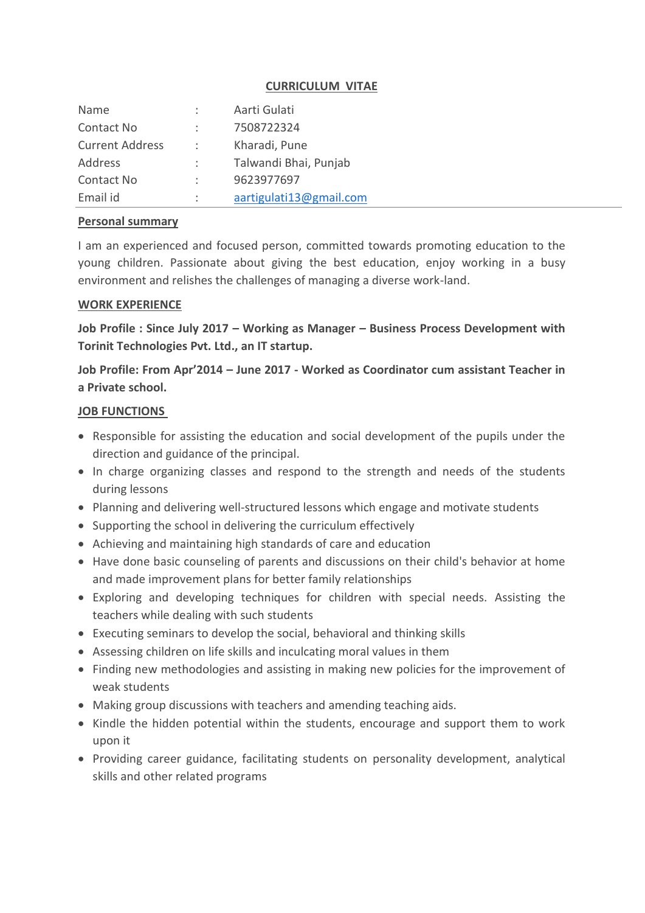# CURRICULUM VITAE

| | | |
|---|---|---|
| Name | : | Aarti Gulati |
| Contact No | : | 7508722324 |
| Current Address | : | Kharadi, Pune |
| Address | : | Talwandi Bhai, Punjab |
| Contact No | : | 9623977697 |
| Email id | : | aartigulati13@gmail.com |

## Personal summary

I am an experienced and focused person, committed towards promoting education to the young children. Passionate about giving the best education, enjoy working in a busy environment and relishes the challenges of managing a diverse work-land.

## WORK EXPERIENCE

**Job Profile : Since July 2017 – Working as Manager – Business Process Development with Torinit Technologies Pvt. Ltd., an IT startup.**

**Job Profile: From Apr'2014 – June 2017 - Worked as Coordinator cum assistant Teacher in a Private school.**

## JOB FUNCTIONS

- Responsible for assisting the education and social development of the pupils under the direction and guidance of the principal.
- In charge organizing classes and respond to the strength and needs of the students during lessons
- Planning and delivering well-structured lessons which engage and motivate students
- Supporting the school in delivering the curriculum effectively
- Achieving and maintaining high standards of care and education
- Have done basic counseling of parents and discussions on their child's behavior at home and made improvement plans for better family relationships
- Exploring and developing techniques for children with special needs. Assisting the teachers while dealing with such students
- Executing seminars to develop the social, behavioral and thinking skills
- Assessing children on life skills and inculcating moral values in them
- Finding new methodologies and assisting in making new policies for the improvement of weak students
- Making group discussions with teachers and amending teaching aids.
- Kindle the hidden potential within the students, encourage and support them to work upon it
- Providing career guidance, facilitating students on personality development, analytical skills and other related programs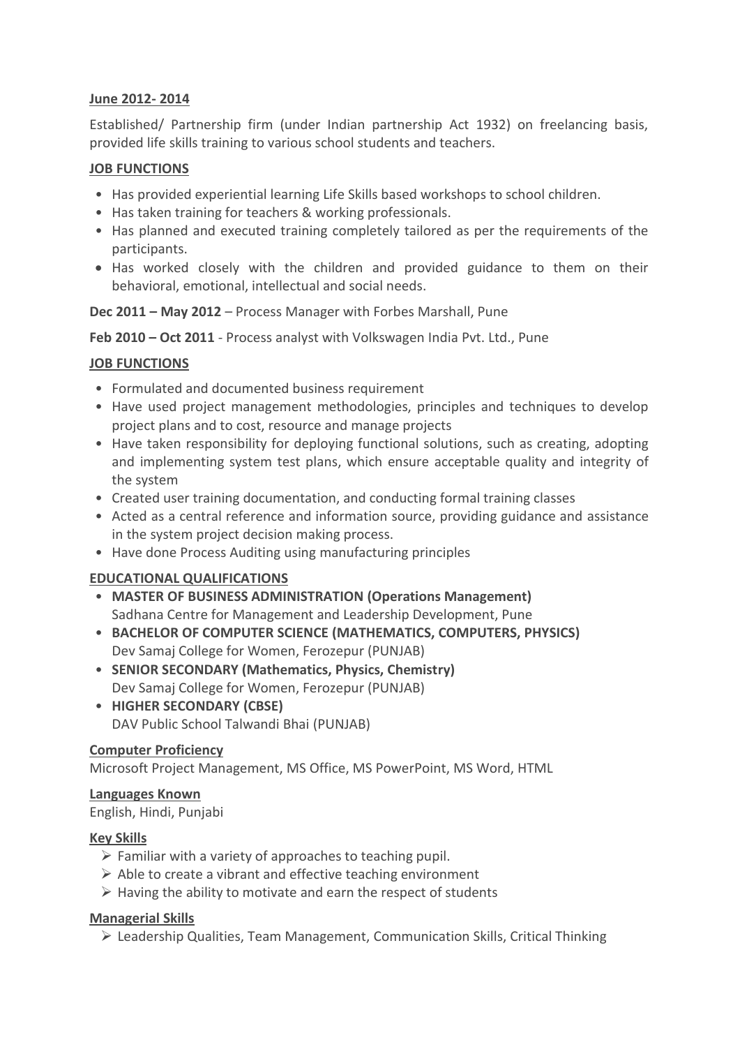**June 2012- 2014**

Established/ Partnership firm (under Indian partnership Act 1932) on freelancing basis, provided life skills training to various school students and teachers.

**JOB FUNCTIONS**

- Has provided experiential learning Life Skills based workshops to school children.
- Has taken training for teachers & working professionals.
- Has planned and executed training completely tailored as per the requirements of the participants.
- Has worked closely with the children and provided guidance to them on their behavioral, emotional, intellectual and social needs.

**Dec 2011 – May 2012** – Process Manager with Forbes Marshall, Pune

**Feb 2010 – Oct 2011** - Process analyst with Volkswagen India Pvt. Ltd., Pune

**JOB FUNCTIONS**

- Formulated and documented business requirement
- Have used project management methodologies, principles and techniques to develop project plans and to cost, resource and manage projects
- Have taken responsibility for deploying functional solutions, such as creating, adopting and implementing system test plans, which ensure acceptable quality and integrity of the system
- Created user training documentation, and conducting formal training classes
- Acted as a central reference and information source, providing guidance and assistance in the system project decision making process.
- Have done Process Auditing using manufacturing principles

**EDUCATIONAL QUALIFICATIONS**

- **MASTER OF BUSINESS ADMINISTRATION (Operations Management)**
  Sadhana Centre for Management and Leadership Development, Pune
- **BACHELOR OF COMPUTER SCIENCE (MATHEMATICS, COMPUTERS, PHYSICS)**
  Dev Samaj College for Women, Ferozepur (PUNJAB)
- **SENIOR SECONDARY (Mathematics, Physics, Chemistry)**
  Dev Samaj College for Women, Ferozepur (PUNJAB)
- **HIGHER SECONDARY (CBSE)**
  DAV Public School Talwandi Bhai (PUNJAB)

**Computer Proficiency**

Microsoft Project Management, MS Office, MS PowerPoint, MS Word, HTML

**Languages Known**

English, Hindi, Punjabi

**Key Skills**

- Familiar with a variety of approaches to teaching pupil.
- Able to create a vibrant and effective teaching environment
- Having the ability to motivate and earn the respect of students

**Managerial Skills**

- Leadership Qualities, Team Management, Communication Skills, Critical Thinking